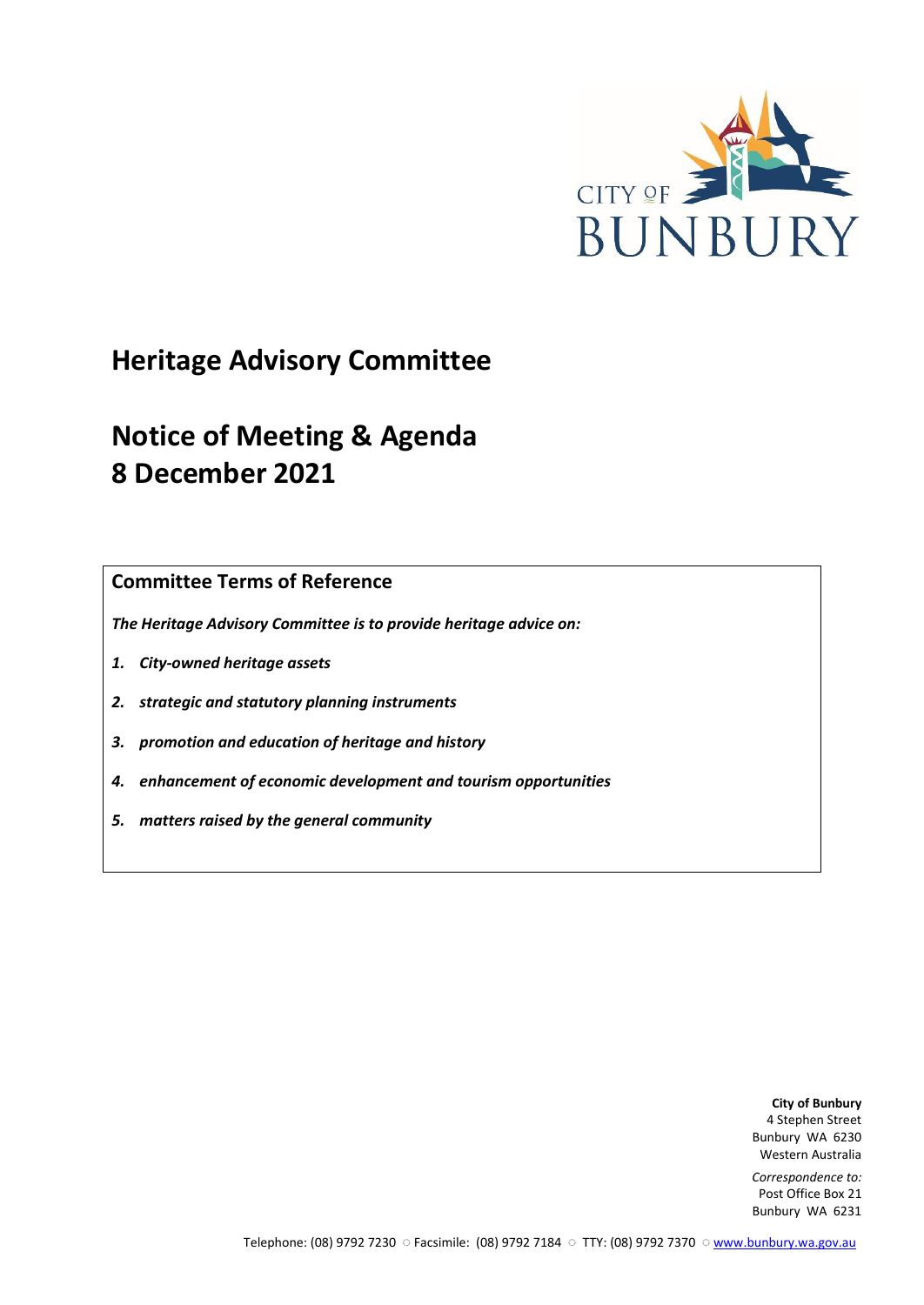CITY OF
BUNBURY

# Heritage Advisory Committee

# Notice of Meeting & Agenda
# 8 December 2021

## Committee Terms of Reference

***The Heritage Advisory Committee is to provide heritage advice on:***

1. ***City-owned heritage assets***
2. ***strategic and statutory planning instruments***
3. ***promotion and education of heritage and history***
4. ***enhancement of economic development and tourism opportunities***
5. ***matters raised by the general community***

**City of Bunbury**
4 Stephen Street
Bunbury WA 6230
Western Australia

*Correspondence to:*
Post Office Box 21
Bunbury WA 6231

Telephone: (08) 9792 7230 ○ Facsimile: (08) 9792 7184 ○ TTY: (08) 9792 7370 ○ www.bunbury.wa.gov.au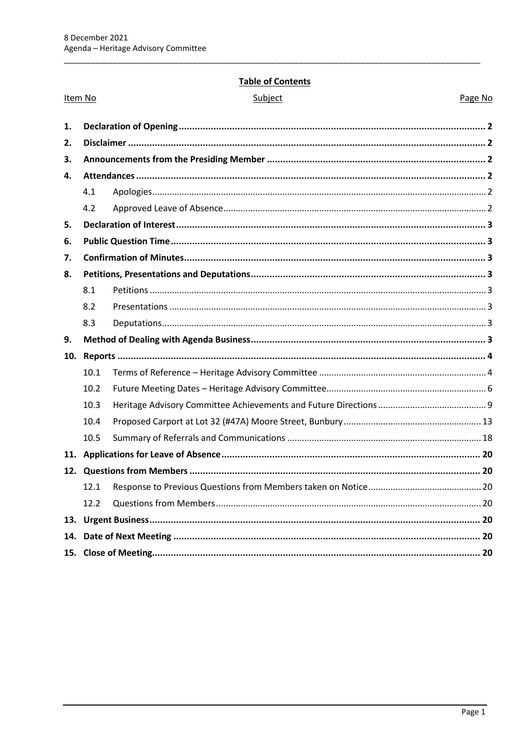## Table of Contents

| Item No | Subject | Page No |
|---|---|---|
| **1.** | **Declaration of Opening** | **2** |
| **2.** | **Disclaimer** | **2** |
| **3.** | **Announcements from the Presiding Member** | **2** |
| **4.** | **Attendances** | **2** |
| 4.1 | Apologies | 2 |
| 4.2 | Approved Leave of Absence | 2 |
| **5.** | **Declaration of Interest** | **3** |
| **6.** | **Public Question Time** | **3** |
| **7.** | **Confirmation of Minutes** | **3** |
| **8.** | **Petitions, Presentations and Deputations** | **3** |
| 8.1 | Petitions | 3 |
| 8.2 | Presentations | 3 |
| 8.3 | Deputations | 3 |
| **9.** | **Method of Dealing with Agenda Business** | **3** |
| **10.** | **Reports** | **4** |
| 10.1 | Terms of Reference – Heritage Advisory Committee | 4 |
| 10.2 | Future Meeting Dates – Heritage Advisory Committee | 6 |
| 10.3 | Heritage Advisory Committee Achievements and Future Directions | 9 |
| 10.4 | Proposed Carport at Lot 32 (#47A) Moore Street, Bunbury | 13 |
| 10.5 | Summary of Referrals and Communications | 18 |
| **11.** | **Applications for Leave of Absence** | **20** |
| **12.** | **Questions from Members** | **20** |
| 12.1 | Response to Previous Questions from Members taken on Notice | 20 |
| 12.2 | Questions from Members | 20 |
| **13.** | **Urgent Business** | **20** |
| **14.** | **Date of Next Meeting** | **20** |
| **15.** | **Close of Meeting** | **20** |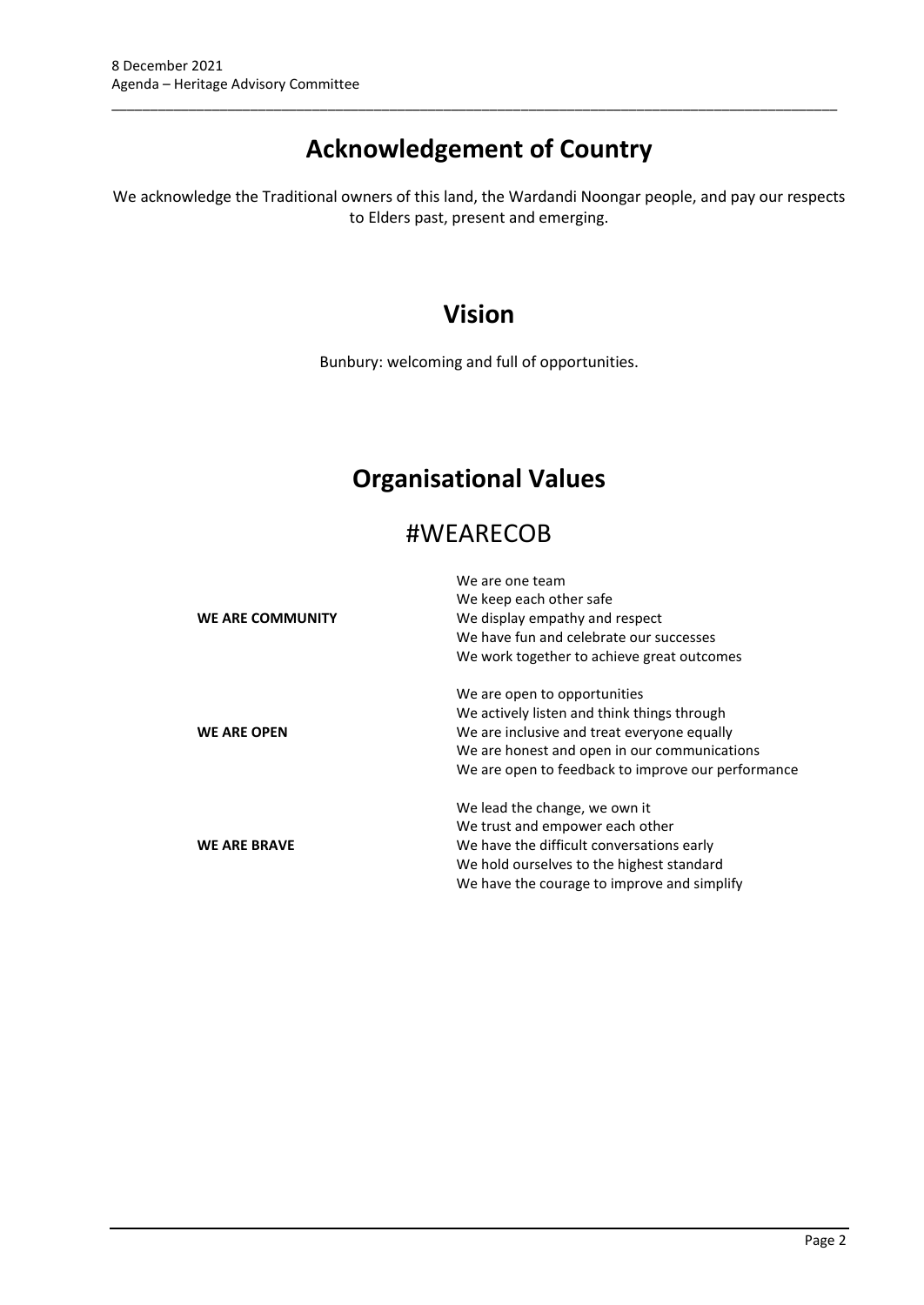# Acknowledgement of Country

We acknowledge the Traditional owners of this land, the Wardandi Noongar people, and pay our respects to Elders past, present and emerging.

# Vision

Bunbury: welcoming and full of opportunities.

# Organisational Values

## #WEARECOB

| | |
|---|---|
| **WE ARE COMMUNITY** | We are one team<br>We keep each other safe<br>We display empathy and respect<br>We have fun and celebrate our successes<br>We work together to achieve great outcomes |
| **WE ARE OPEN** | We are open to opportunities<br>We actively listen and think things through<br>We are inclusive and treat everyone equally<br>We are honest and open in our communications<br>We are open to feedback to improve our performance |
| **WE ARE BRAVE** | We lead the change, we own it<br>We trust and empower each other<br>We have the difficult conversations early<br>We hold ourselves to the highest standard<br>We have the courage to improve and simplify |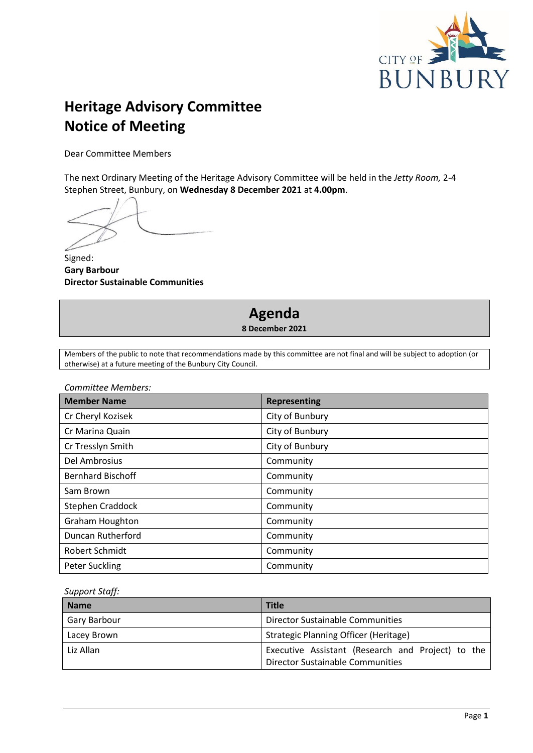# Heritage Advisory Committee
# Notice of Meeting

Dear Committee Members

The next Ordinary Meeting of the Heritage Advisory Committee will be held in the *Jetty Room,* 2-4 Stephen Street, Bunbury, on **Wednesday 8 December 2021** at **4.00pm**.

Signed:
**Gary Barbour**
**Director Sustainable Communities**

## Agenda
**8 December 2021**

Members of the public to note that recommendations made by this committee are not final and will be subject to adoption (or otherwise) at a future meeting of the Bunbury City Council.

*Committee Members:*

| Member Name | Representing |
|---|---|
| Cr Cheryl Kozisek | City of Bunbury |
| Cr Marina Quain | City of Bunbury |
| Cr Tresslyn Smith | City of Bunbury |
| Del Ambrosius | Community |
| Bernhard Bischoff | Community |
| Sam Brown | Community |
| Stephen Craddock | Community |
| Graham Houghton | Community |
| Duncan Rutherford | Community |
| Robert Schmidt | Community |
| Peter Suckling | Community |

*Support Staff:*

| Name | Title |
|---|---|
| Gary Barbour | Director Sustainable Communities |
| Lacey Brown | Strategic Planning Officer (Heritage) |
| Liz Allan | Executive Assistant (Research and Project) to the Director Sustainable Communities |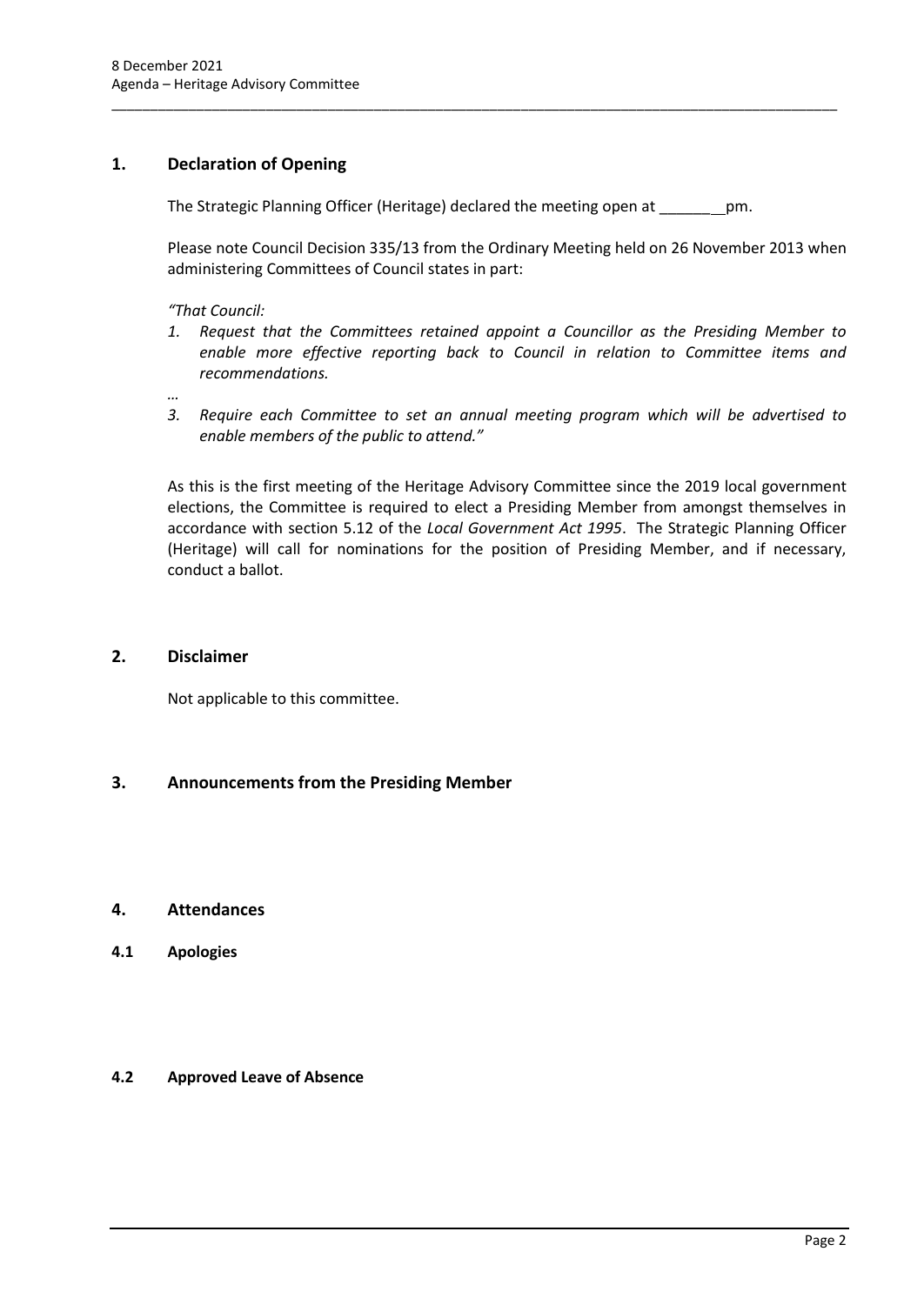## 1. Declaration of Opening

The Strategic Planning Officer (Heritage) declared the meeting open at _________pm.

Please note Council Decision 335/13 from the Ordinary Meeting held on 26 November 2013 when administering Committees of Council states in part:

*"That Council:*

1. *Request that the Committees retained appoint a Councillor as the Presiding Member to enable more effective reporting back to Council in relation to Committee items and recommendations.*

*…*

3. *Require each Committee to set an annual meeting program which will be advertised to enable members of the public to attend."*

As this is the first meeting of the Heritage Advisory Committee since the 2019 local government elections, the Committee is required to elect a Presiding Member from amongst themselves in accordance with section 5.12 of the *Local Government Act 1995*. The Strategic Planning Officer (Heritage) will call for nominations for the position of Presiding Member, and if necessary, conduct a ballot.

## 2. Disclaimer

Not applicable to this committee.

## 3. Announcements from the Presiding Member

## 4. Attendances

### 4.1 Apologies

### 4.2 Approved Leave of Absence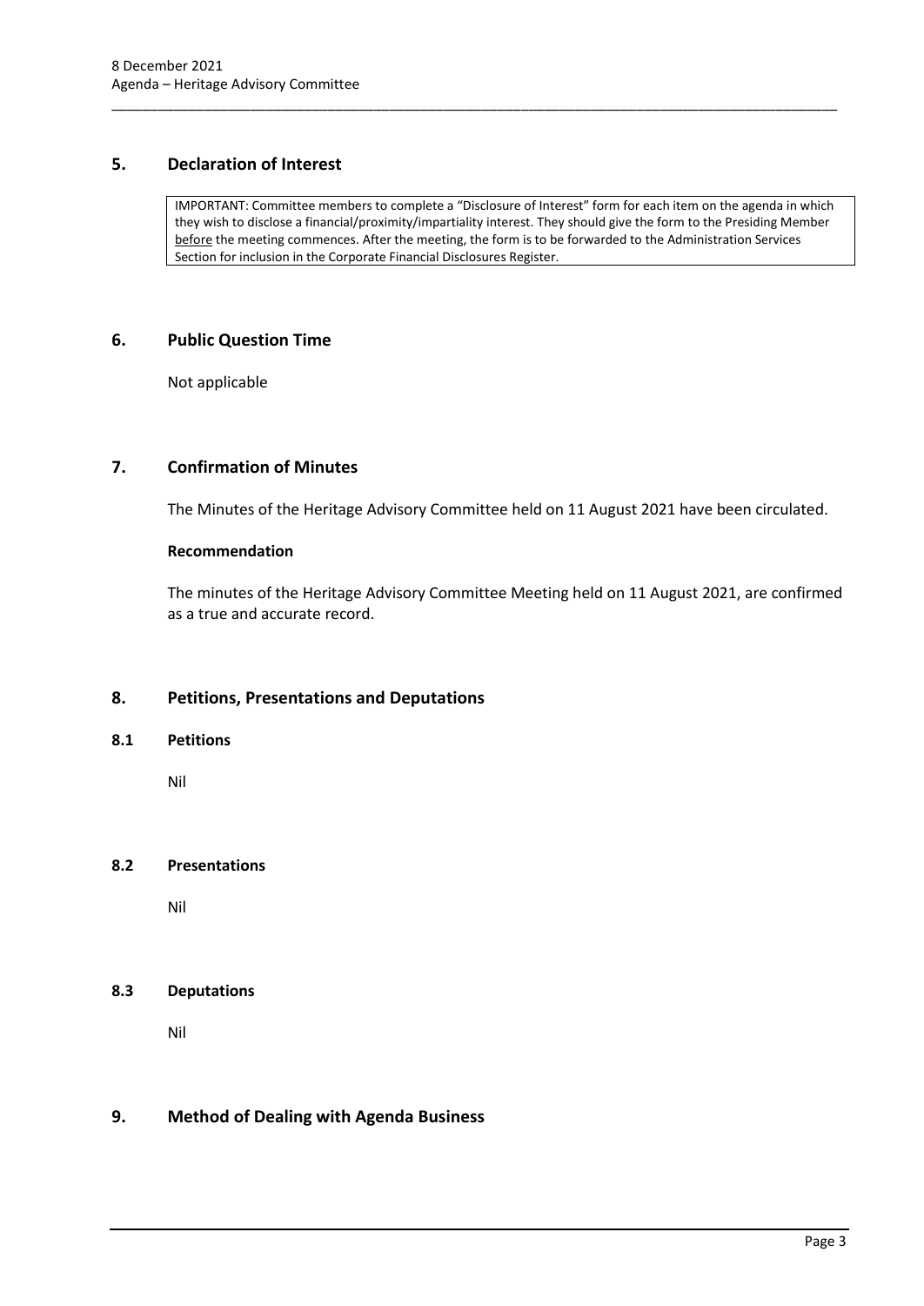## 5. Declaration of Interest

> IMPORTANT: Committee members to complete a "Disclosure of Interest" form for each item on the agenda in which they wish to disclose a financial/proximity/impartiality interest. They should give the form to the Presiding Member before the meeting commences. After the meeting, the form is to be forwarded to the Administration Services Section for inclusion in the Corporate Financial Disclosures Register.

## 6. Public Question Time

Not applicable

## 7. Confirmation of Minutes

The Minutes of the Heritage Advisory Committee held on 11 August 2021 have been circulated.

**Recommendation**

The minutes of the Heritage Advisory Committee Meeting held on 11 August 2021, are confirmed as a true and accurate record.

## 8. Petitions, Presentations and Deputations

### 8.1 Petitions

Nil

### 8.2 Presentations

Nil

### 8.3 Deputations

Nil

## 9. Method of Dealing with Agenda Business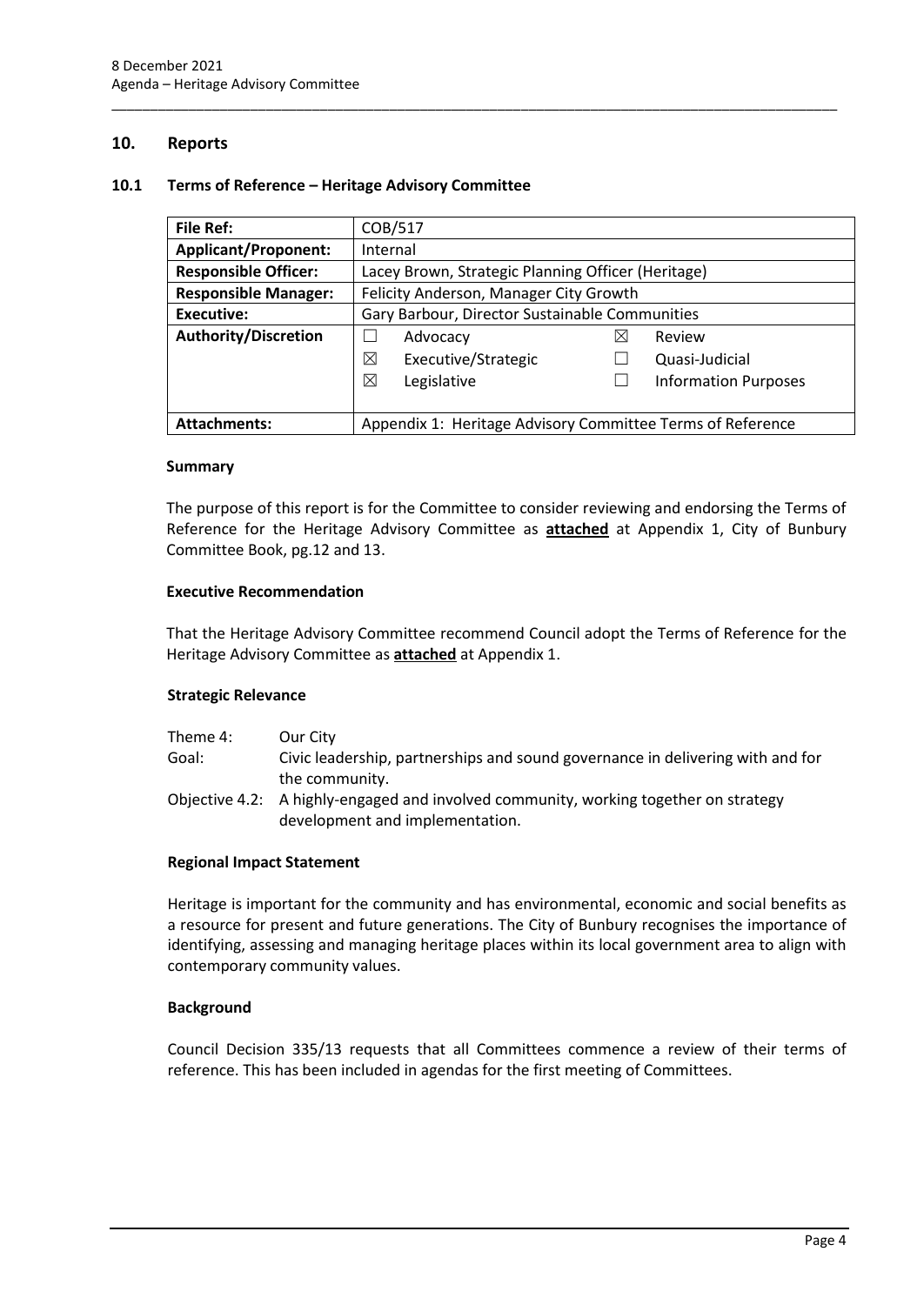## 10. Reports

### 10.1 Terms of Reference – Heritage Advisory Committee

| **File Ref:** | COB/517 |
|---|---|
| **Applicant/Proponent:** | Internal |
| **Responsible Officer:** | Lacey Brown, Strategic Planning Officer (Heritage) |
| **Responsible Manager:** | Felicity Anderson, Manager City Growth |
| **Executive:** | Gary Barbour, Director Sustainable Communities |
| **Authority/Discretion** | ☐ Advocacy<br>☒ Executive/Strategic<br>☒ Legislative<br>☒ Review<br>☐ Quasi-Judicial<br>☐ Information Purposes |
| **Attachments:** | Appendix 1: Heritage Advisory Committee Terms of Reference |

#### Summary

The purpose of this report is for the Committee to consider reviewing and endorsing the Terms of Reference for the Heritage Advisory Committee as **attached** at Appendix 1, City of Bunbury Committee Book, pg.12 and 13.

#### Executive Recommendation

That the Heritage Advisory Committee recommend Council adopt the Terms of Reference for the Heritage Advisory Committee as **attached** at Appendix 1.

#### Strategic Relevance

| | |
|---|---|
| Theme 4: | Our City |
| Goal: | Civic leadership, partnerships and sound governance in delivering with and for the community. |
| Objective 4.2: | A highly-engaged and involved community, working together on strategy development and implementation. |

#### Regional Impact Statement

Heritage is important for the community and has environmental, economic and social benefits as a resource for present and future generations. The City of Bunbury recognises the importance of identifying, assessing and managing heritage places within its local government area to align with contemporary community values.

#### Background

Council Decision 335/13 requests that all Committees commence a review of their terms of reference. This has been included in agendas for the first meeting of Committees.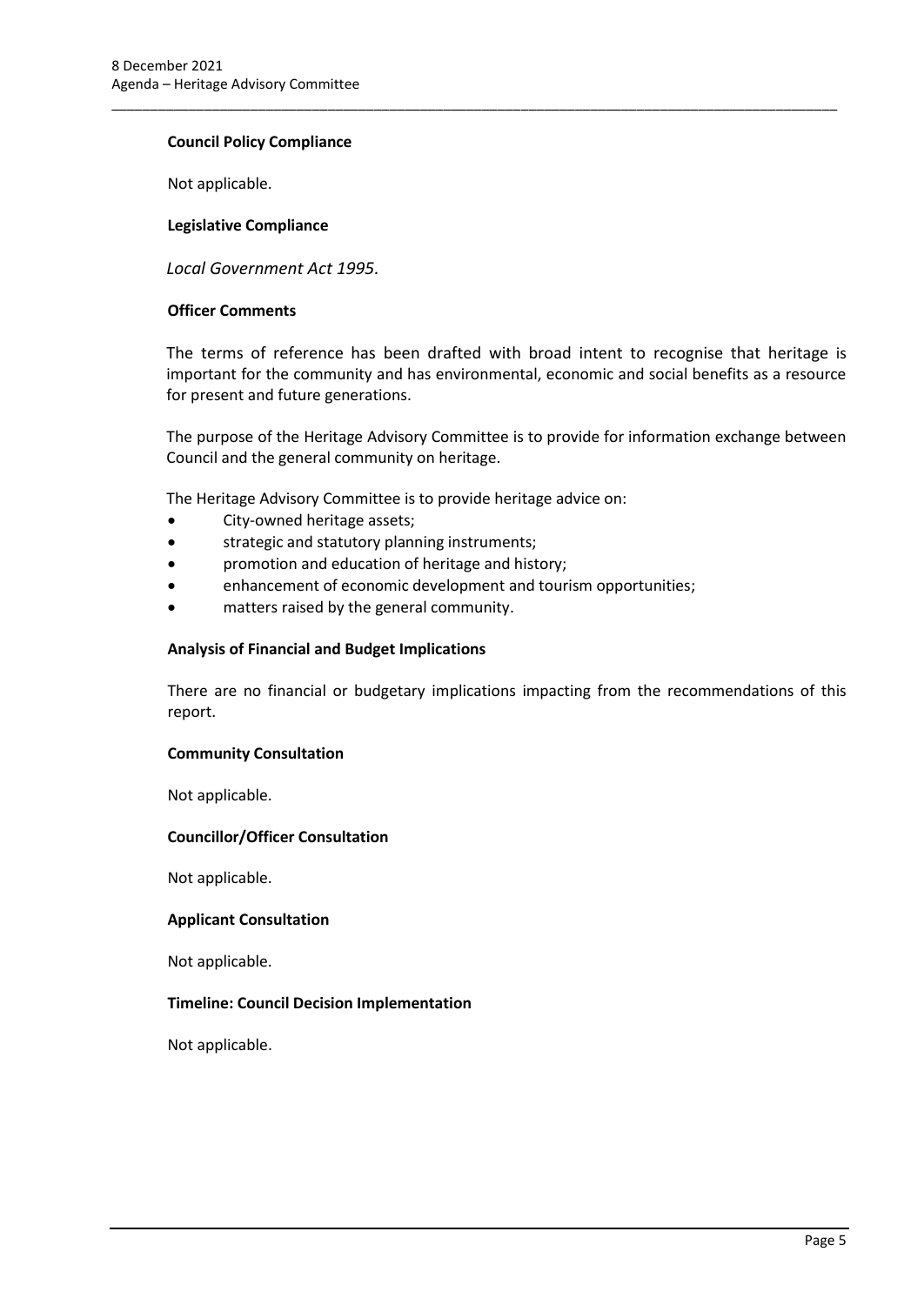**Council Policy Compliance**

Not applicable.

**Legislative Compliance**

*Local Government Act 1995.*

**Officer Comments**

The terms of reference has been drafted with broad intent to recognise that heritage is important for the community and has environmental, economic and social benefits as a resource for present and future generations.

The purpose of the Heritage Advisory Committee is to provide for information exchange between Council and the general community on heritage.

The Heritage Advisory Committee is to provide heritage advice on:

- City-owned heritage assets;
- strategic and statutory planning instruments;
- promotion and education of heritage and history;
- enhancement of economic development and tourism opportunities;
- matters raised by the general community.

**Analysis of Financial and Budget Implications**

There are no financial or budgetary implications impacting from the recommendations of this report.

**Community Consultation**

Not applicable.

**Councillor/Officer Consultation**

Not applicable.

**Applicant Consultation**

Not applicable.

**Timeline: Council Decision Implementation**

Not applicable.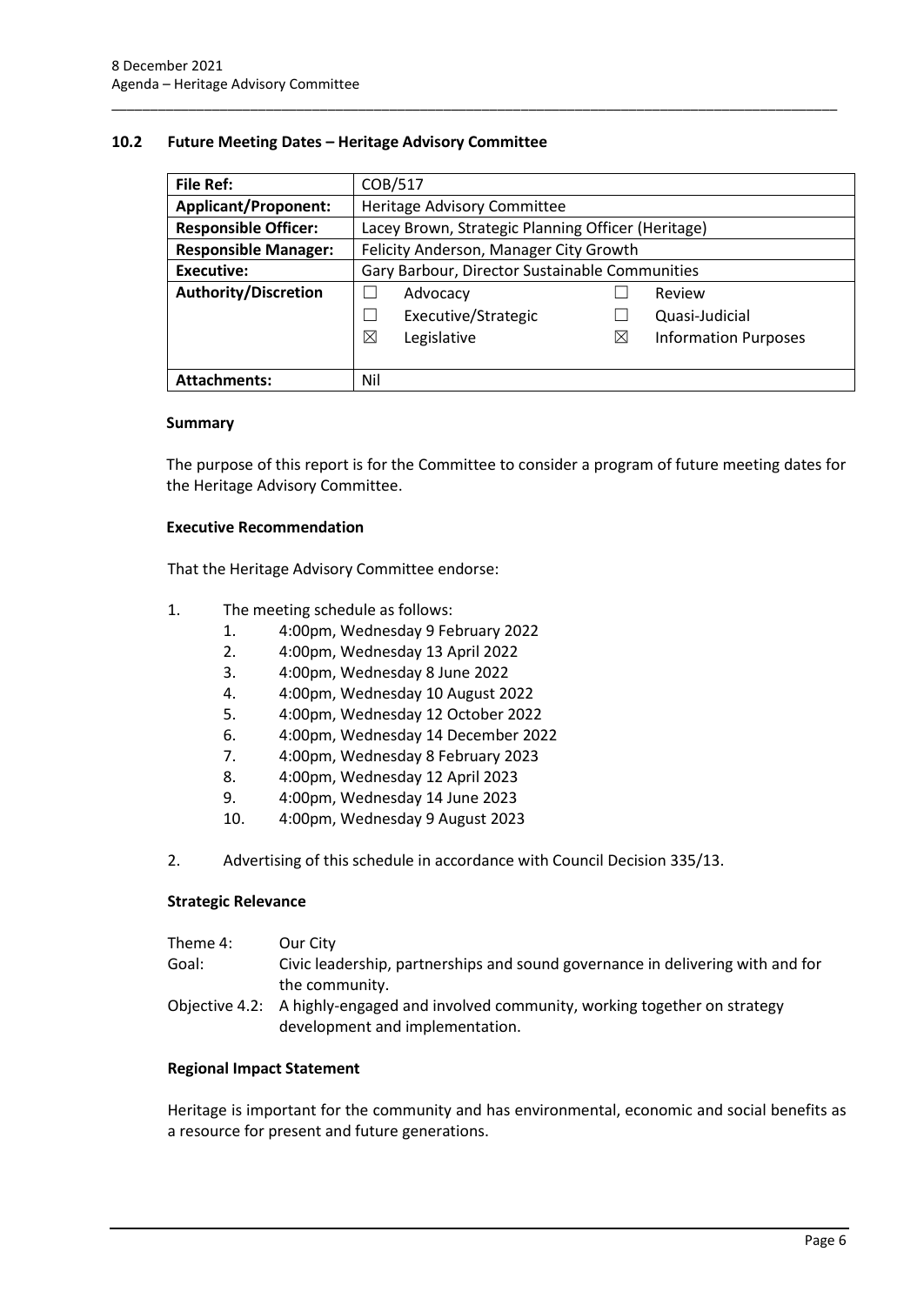## 10.2 Future Meeting Dates – Heritage Advisory Committee

| **File Ref:** | COB/517 |
|---|---|
| **Applicant/Proponent:** | Heritage Advisory Committee |
| **Responsible Officer:** | Lacey Brown, Strategic Planning Officer (Heritage) |
| **Responsible Manager:** | Felicity Anderson, Manager City Growth |
| **Executive:** | Gary Barbour, Director Sustainable Communities |
| **Authority/Discretion** | ☐ Advocacy ☐ Review<br>☐ Executive/Strategic ☐ Quasi-Judicial<br>☒ Legislative ☒ Information Purposes |
| **Attachments:** | Nil |

### Summary

The purpose of this report is for the Committee to consider a program of future meeting dates for the Heritage Advisory Committee.

### Executive Recommendation

That the Heritage Advisory Committee endorse:

1. The meeting schedule as follows:
    1. 4:00pm, Wednesday 9 February 2022
    2. 4:00pm, Wednesday 13 April 2022
    3. 4:00pm, Wednesday 8 June 2022
    4. 4:00pm, Wednesday 10 August 2022
    5. 4:00pm, Wednesday 12 October 2022
    6. 4:00pm, Wednesday 14 December 2022
    7. 4:00pm, Wednesday 8 February 2023
    8. 4:00pm, Wednesday 12 April 2023
    9. 4:00pm, Wednesday 14 June 2023
    10. 4:00pm, Wednesday 9 August 2023
2. Advertising of this schedule in accordance with Council Decision 335/13.

### Strategic Relevance

| | |
|---|---|
| Theme 4: | Our City |
| Goal: | Civic leadership, partnerships and sound governance in delivering with and for the community. |
| Objective 4.2: | A highly-engaged and involved community, working together on strategy development and implementation. |

### Regional Impact Statement

Heritage is important for the community and has environmental, economic and social benefits as a resource for present and future generations.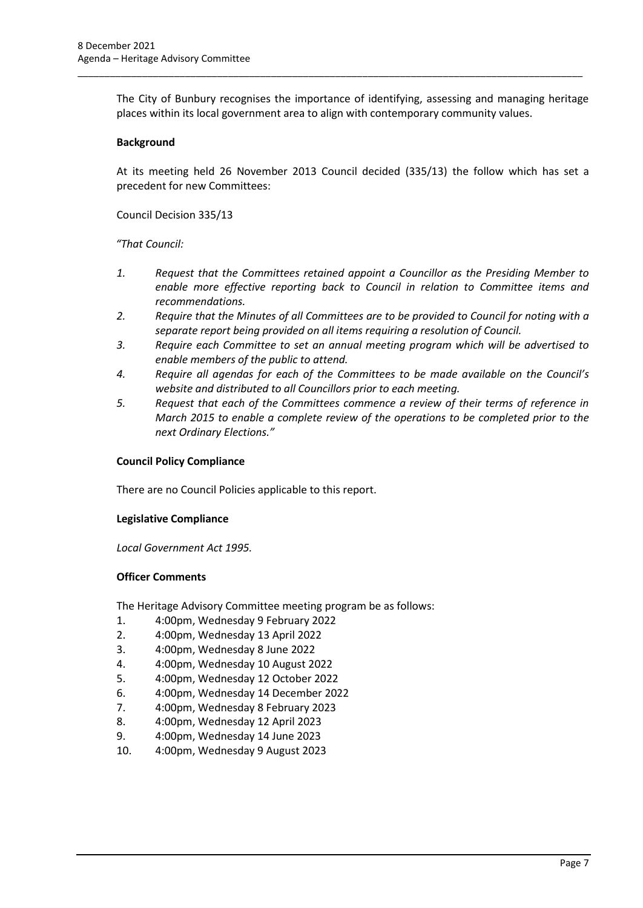The City of Bunbury recognises the importance of identifying, assessing and managing heritage places within its local government area to align with contemporary community values.

**Background**

At its meeting held 26 November 2013 Council decided (335/13) the follow which has set a precedent for new Committees:

Council Decision 335/13

*"That Council:*

1. *Request that the Committees retained appoint a Councillor as the Presiding Member to enable more effective reporting back to Council in relation to Committee items and recommendations.*
2. *Require that the Minutes of all Committees are to be provided to Council for noting with a separate report being provided on all items requiring a resolution of Council.*
3. *Require each Committee to set an annual meeting program which will be advertised to enable members of the public to attend.*
4. *Require all agendas for each of the Committees to be made available on the Council's website and distributed to all Councillors prior to each meeting.*
5. *Request that each of the Committees commence a review of their terms of reference in March 2015 to enable a complete review of the operations to be completed prior to the next Ordinary Elections."*

**Council Policy Compliance**

There are no Council Policies applicable to this report.

**Legislative Compliance**

*Local Government Act 1995.*

**Officer Comments**

The Heritage Advisory Committee meeting program be as follows:

1. 4:00pm, Wednesday 9 February 2022
2. 4:00pm, Wednesday 13 April 2022
3. 4:00pm, Wednesday 8 June 2022
4. 4:00pm, Wednesday 10 August 2022
5. 4:00pm, Wednesday 12 October 2022
6. 4:00pm, Wednesday 14 December 2022
7. 4:00pm, Wednesday 8 February 2023
8. 4:00pm, Wednesday 12 April 2023
9. 4:00pm, Wednesday 14 June 2023
10. 4:00pm, Wednesday 9 August 2023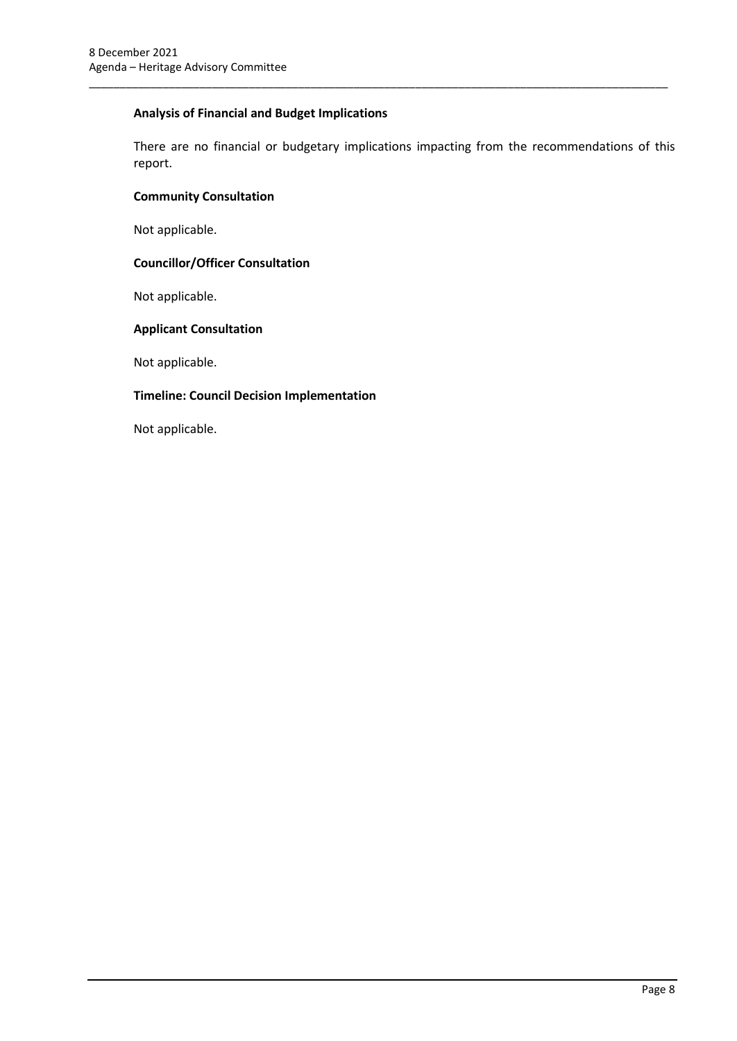**Analysis of Financial and Budget Implications**

There are no financial or budgetary implications impacting from the recommendations of this report.

**Community Consultation**

Not applicable.

**Councillor/Officer Consultation**

Not applicable.

**Applicant Consultation**

Not applicable.

**Timeline: Council Decision Implementation**

Not applicable.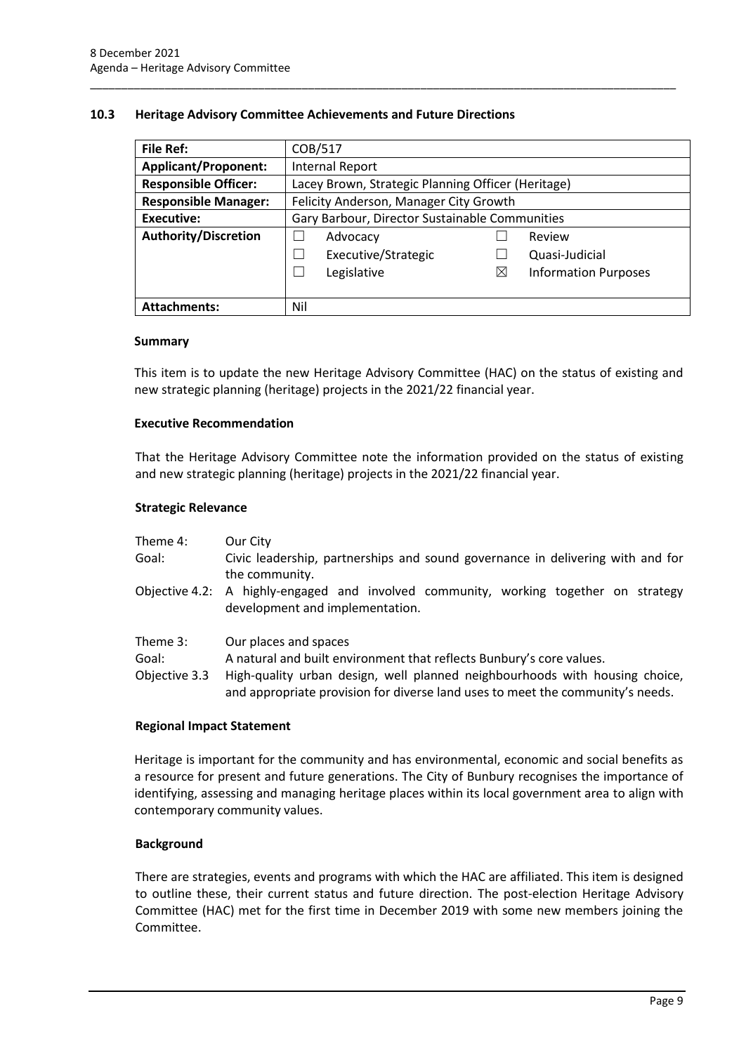## 10.3 Heritage Advisory Committee Achievements and Future Directions

| File Ref: | COB/517 | | | |
|---|---|---|---|---|
| **Applicant/Proponent:** | Internal Report | | | |
| **Responsible Officer:** | Lacey Brown, Strategic Planning Officer (Heritage) | | | |
| **Responsible Manager:** | Felicity Anderson, Manager City Growth | | | |
| **Executive:** | Gary Barbour, Director Sustainable Communities | | | |
| **Authority/Discretion** | ☐ | Advocacy | ☐ | Review |
| | ☐ | Executive/Strategic | ☐ | Quasi-Judicial |
| | ☐ | Legislative | ☒ | Information Purposes |
| **Attachments:** | Nil | | | |

### Summary

This item is to update the new Heritage Advisory Committee (HAC) on the status of existing and new strategic planning (heritage) projects in the 2021/22 financial year.

### Executive Recommendation

That the Heritage Advisory Committee note the information provided on the status of existing and new strategic planning (heritage) projects in the 2021/22 financial year.

### Strategic Relevance

| | |
|---|---|
| Theme 4: | Our City |
| Goal: | Civic leadership, partnerships and sound governance in delivering with and for the community. |
| Objective 4.2: | A highly-engaged and involved community, working together on strategy development and implementation. |
| | |
| Theme 3: | Our places and spaces |
| Goal: | A natural and built environment that reflects Bunbury's core values. |
| Objective 3.3 | High-quality urban design, well planned neighbourhoods with housing choice, and appropriate provision for diverse land uses to meet the community's needs. |

### Regional Impact Statement

Heritage is important for the community and has environmental, economic and social benefits as a resource for present and future generations. The City of Bunbury recognises the importance of identifying, assessing and managing heritage places within its local government area to align with contemporary community values.

### Background

There are strategies, events and programs with which the HAC are affiliated. This item is designed to outline these, their current status and future direction. The post-election Heritage Advisory Committee (HAC) met for the first time in December 2019 with some new members joining the Committee.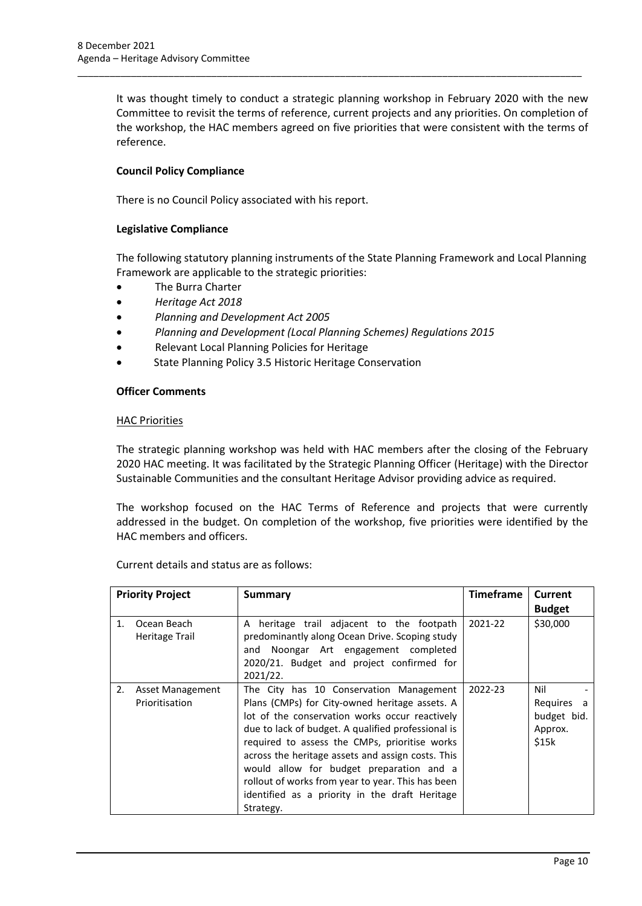It was thought timely to conduct a strategic planning workshop in February 2020 with the new Committee to revisit the terms of reference, current projects and any priorities. On completion of the workshop, the HAC members agreed on five priorities that were consistent with the terms of reference.

**Council Policy Compliance**

There is no Council Policy associated with his report.

**Legislative Compliance**

The following statutory planning instruments of the State Planning Framework and Local Planning Framework are applicable to the strategic priorities:

- The Burra Charter
- *Heritage Act 2018*
- *Planning and Development Act 2005*
- *Planning and Development (Local Planning Schemes) Regulations 2015*
- Relevant Local Planning Policies for Heritage
- State Planning Policy 3.5 Historic Heritage Conservation

**Officer Comments**

HAC Priorities

The strategic planning workshop was held with HAC members after the closing of the February 2020 HAC meeting. It was facilitated by the Strategic Planning Officer (Heritage) with the Director Sustainable Communities and the consultant Heritage Advisor providing advice as required.

The workshop focused on the HAC Terms of Reference and projects that were currently addressed in the budget. On completion of the workshop, five priorities were identified by the HAC members and officers.

Current details and status are as follows:

| Priority Project | Summary | Timeframe | Current Budget |
|---|---|---|---|
| 1. Ocean Beach Heritage Trail | A heritage trail adjacent to the footpath predominantly along Ocean Drive. Scoping study and Noongar Art engagement completed 2020/21. Budget and project confirmed for 2021/22. | 2021-22 | $30,000 |
| 2. Asset Management Prioritisation | The City has 10 Conservation Management Plans (CMPs) for City-owned heritage assets. A lot of the conservation works occur reactively due to lack of budget. A qualified professional is required to assess the CMPs, prioritise works across the heritage assets and assign costs. This would allow for budget preparation and a rollout of works from year to year. This has been identified as a priority in the draft Heritage Strategy. | 2022-23 | Nil - Requires a budget bid. Approx. $15k |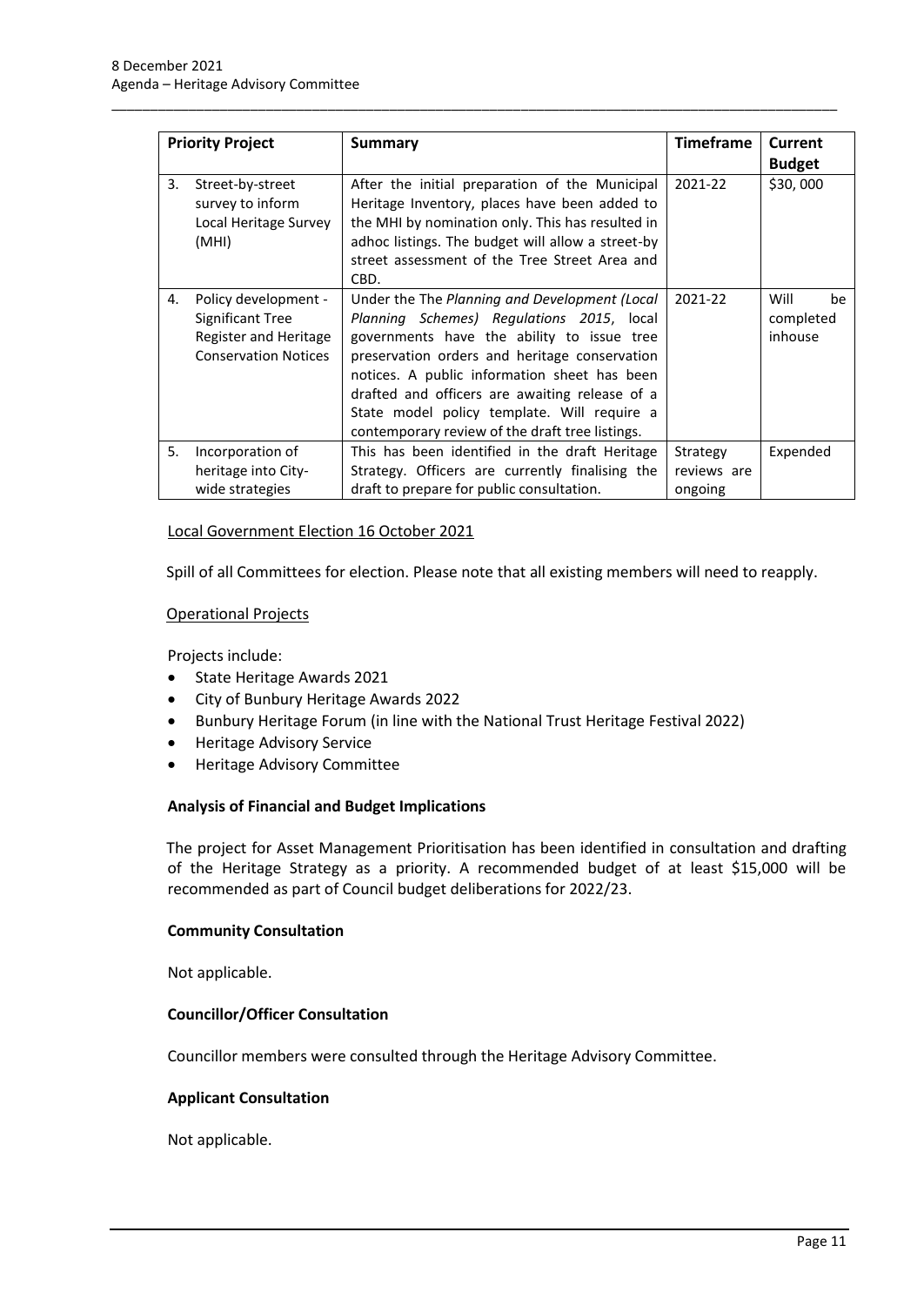| Priority Project | Summary | Timeframe | Current Budget |
|---|---|---|---|
| 3. Street-by-street survey to inform Local Heritage Survey (MHI) | After the initial preparation of the Municipal Heritage Inventory, places have been added to the MHI by nomination only. This has resulted in adhoc listings. The budget will allow a street-by street assessment of the Tree Street Area and CBD. | 2021-22 | $30, 000 |
| 4. Policy development - Significant Tree Register and Heritage Conservation Notices | Under the The *Planning and Development (Local Planning Schemes) Regulations 2015*, local governments have the ability to issue tree preservation orders and heritage conservation notices. A public information sheet has been drafted and officers are awaiting release of a State model policy template. Will require a contemporary review of the draft tree listings. | 2021-22 | Will be completed inhouse |
| 5. Incorporation of heritage into City-wide strategies | This has been identified in the draft Heritage Strategy. Officers are currently finalising the draft to prepare for public consultation. | Strategy reviews are ongoing | Expended |

Local Government Election 16 October 2021

Spill of all Committees for election. Please note that all existing members will need to reapply.

Operational Projects

Projects include:

- State Heritage Awards 2021
- City of Bunbury Heritage Awards 2022
- Bunbury Heritage Forum (in line with the National Trust Heritage Festival 2022)
- Heritage Advisory Service
- Heritage Advisory Committee

**Analysis of Financial and Budget Implications**

The project for Asset Management Prioritisation has been identified in consultation and drafting of the Heritage Strategy as a priority. A recommended budget of at least $15,000 will be recommended as part of Council budget deliberations for 2022/23.

**Community Consultation**

Not applicable.

**Councillor/Officer Consultation**

Councillor members were consulted through the Heritage Advisory Committee.

**Applicant Consultation**

Not applicable.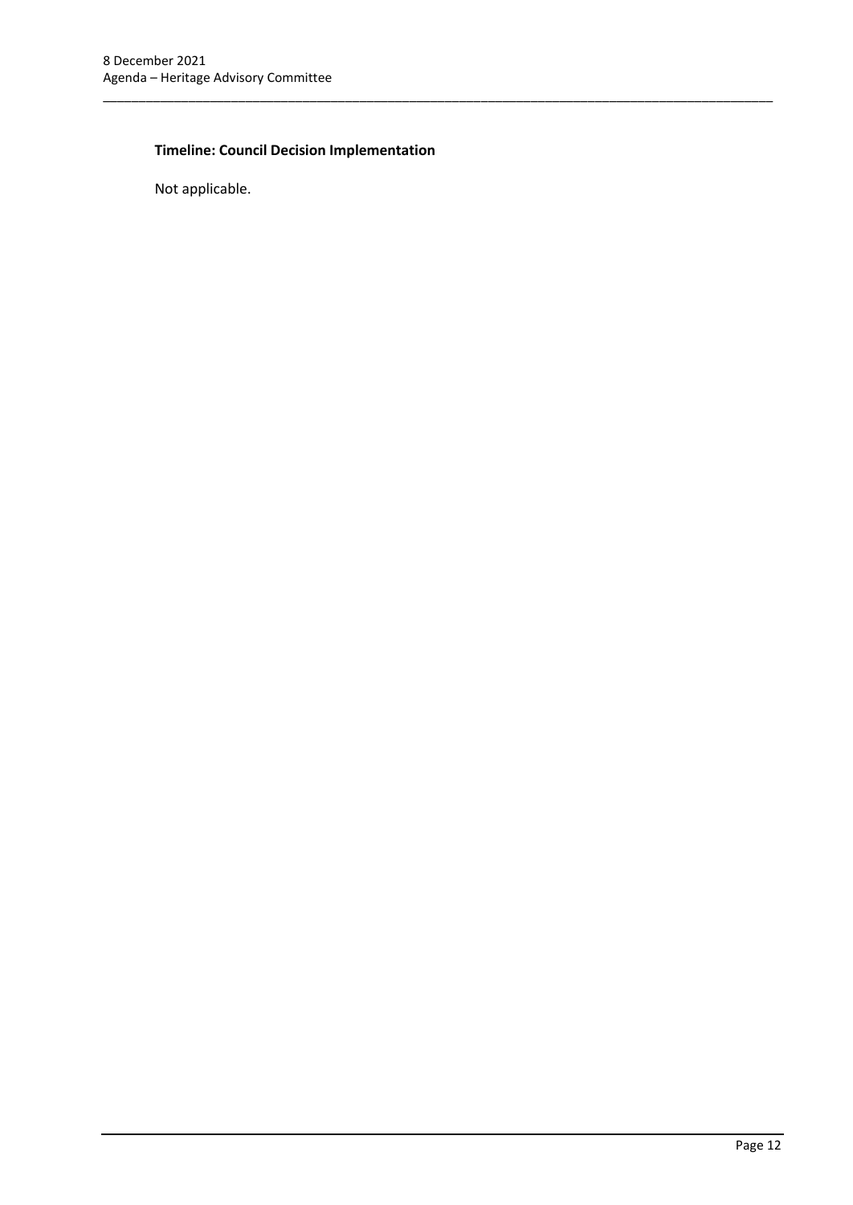**Timeline: Council Decision Implementation**

Not applicable.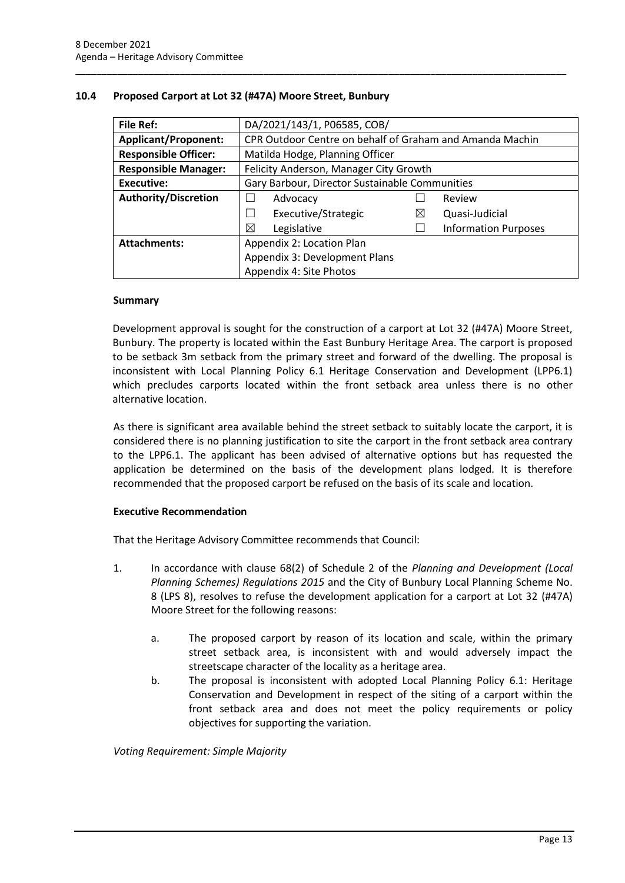## 10.4 Proposed Carport at Lot 32 (#47A) Moore Street, Bunbury

| **File Ref:** | DA/2021/143/1, P06585, COB/ | | | |
|---|---|---|---|---|
| **Applicant/Proponent:** | CPR Outdoor Centre on behalf of Graham and Amanda Machin | | | |
| **Responsible Officer:** | Matilda Hodge, Planning Officer | | | |
| **Responsible Manager:** | Felicity Anderson, Manager City Growth | | | |
| **Executive:** | Gary Barbour, Director Sustainable Communities | | | |
| **Authority/Discretion** | ☐ | Advocacy | ☐ | Review |
| | ☐ | Executive/Strategic | ☒ | Quasi-Judicial |
| | ☒ | Legislative | ☐ | Information Purposes |
| **Attachments:** | Appendix 2: Location Plan<br>Appendix 3: Development Plans<br>Appendix 4: Site Photos | | | |

### Summary

Development approval is sought for the construction of a carport at Lot 32 (#47A) Moore Street, Bunbury. The property is located within the East Bunbury Heritage Area. The carport is proposed to be setback 3m setback from the primary street and forward of the dwelling. The proposal is inconsistent with Local Planning Policy 6.1 Heritage Conservation and Development (LPP6.1) which precludes carports located within the front setback area unless there is no other alternative location.

As there is significant area available behind the street setback to suitably locate the carport, it is considered there is no planning justification to site the carport in the front setback area contrary to the LPP6.1. The applicant has been advised of alternative options but has requested the application be determined on the basis of the development plans lodged. It is therefore recommended that the proposed carport be refused on the basis of its scale and location.

### Executive Recommendation

That the Heritage Advisory Committee recommends that Council:

1. In accordance with clause 68(2) of Schedule 2 of the *Planning and Development (Local Planning Schemes) Regulations 2015* and the City of Bunbury Local Planning Scheme No. 8 (LPS 8), resolves to refuse the development application for a carport at Lot 32 (#47A) Moore Street for the following reasons:

    a. The proposed carport by reason of its location and scale, within the primary street setback area, is inconsistent with and would adversely impact the streetscape character of the locality as a heritage area.

    b. The proposal is inconsistent with adopted Local Planning Policy 6.1: Heritage Conservation and Development in respect of the siting of a carport within the front setback area and does not meet the policy requirements or policy objectives for supporting the variation.

*Voting Requirement: Simple Majority*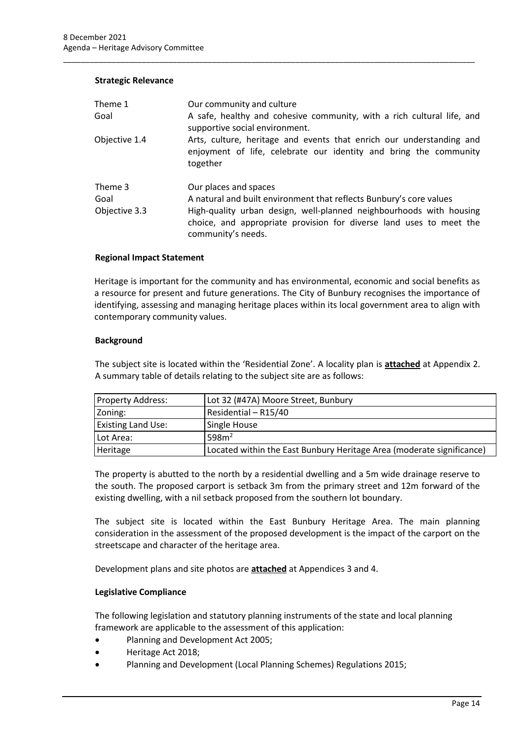**Strategic Relevance**

| | |
|---|---|
| Theme 1 | Our community and culture |
| Goal | A safe, healthy and cohesive community, with a rich cultural life, and supportive social environment. |
| Objective 1.4 | Arts, culture, heritage and events that enrich our understanding and enjoyment of life, celebrate our identity and bring the community together |
| Theme 3 | Our places and spaces |
| Goal | A natural and built environment that reflects Bunbury's core values |
| Objective 3.3 | High-quality urban design, well-planned neighbourhoods with housing choice, and appropriate provision for diverse land uses to meet the community's needs. |

**Regional Impact Statement**

Heritage is important for the community and has environmental, economic and social benefits as a resource for present and future generations. The City of Bunbury recognises the importance of identifying, assessing and managing heritage places within its local government area to align with contemporary community values.

**Background**

The subject site is located within the 'Residential Zone'. A locality plan is **attached** at Appendix 2. A summary table of details relating to the subject site are as follows:

| Property Address: | Lot 32 (#47A) Moore Street, Bunbury |
|---|---|
| Zoning: | Residential – R15/40 |
| Existing Land Use: | Single House |
| Lot Area: | 598m$^2$ |
| Heritage | Located within the East Bunbury Heritage Area (moderate significance) |

The property is abutted to the north by a residential dwelling and a 5m wide drainage reserve to the south. The proposed carport is setback 3m from the primary street and 12m forward of the existing dwelling, with a nil setback proposed from the southern lot boundary.

The subject site is located within the East Bunbury Heritage Area. The main planning consideration in the assessment of the proposed development is the impact of the carport on the streetscape and character of the heritage area.

Development plans and site photos are **attached** at Appendices 3 and 4.

**Legislative Compliance**

The following legislation and statutory planning instruments of the state and local planning framework are applicable to the assessment of this application:

- Planning and Development Act 2005;
- Heritage Act 2018;
- Planning and Development (Local Planning Schemes) Regulations 2015;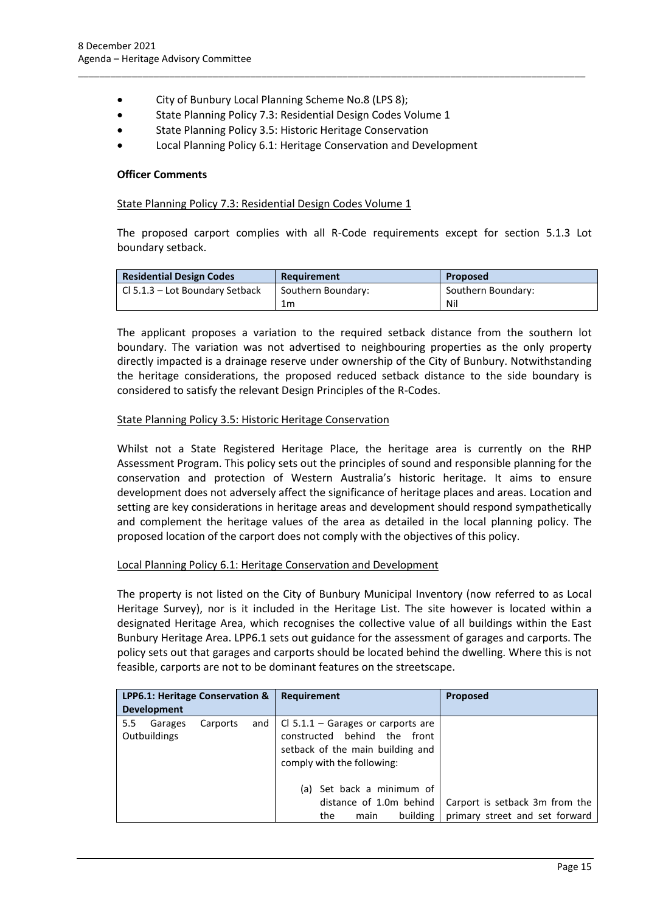- City of Bunbury Local Planning Scheme No.8 (LPS 8);
- State Planning Policy 7.3: Residential Design Codes Volume 1
- State Planning Policy 3.5: Historic Heritage Conservation
- Local Planning Policy 6.1: Heritage Conservation and Development

**Officer Comments**

State Planning Policy 7.3: Residential Design Codes Volume 1

The proposed carport complies with all R-Code requirements except for section 5.1.3 Lot boundary setback.

| Residential Design Codes | Requirement | Proposed |
|---|---|---|
| Cl 5.1.3 – Lot Boundary Setback | Southern Boundary: 1m | Southern Boundary: Nil |

The applicant proposes a variation to the required setback distance from the southern lot boundary. The variation was not advertised to neighbouring properties as the only property directly impacted is a drainage reserve under ownership of the City of Bunbury. Notwithstanding the heritage considerations, the proposed reduced setback distance to the side boundary is considered to satisfy the relevant Design Principles of the R-Codes.

State Planning Policy 3.5: Historic Heritage Conservation

Whilst not a State Registered Heritage Place, the heritage area is currently on the RHP Assessment Program. This policy sets out the principles of sound and responsible planning for the conservation and protection of Western Australia's historic heritage. It aims to ensure development does not adversely affect the significance of heritage places and areas. Location and setting are key considerations in heritage areas and development should respond sympathetically and complement the heritage values of the area as detailed in the local planning policy. The proposed location of the carport does not comply with the objectives of this policy.

Local Planning Policy 6.1: Heritage Conservation and Development

The property is not listed on the City of Bunbury Municipal Inventory (now referred to as Local Heritage Survey), nor is it included in the Heritage List. The site however is located within a designated Heritage Area, which recognises the collective value of all buildings within the East Bunbury Heritage Area. LPP6.1 sets out guidance for the assessment of garages and carports. The policy sets out that garages and carports should be located behind the dwelling. Where this is not feasible, carports are not to be dominant features on the streetscape.

| LPP6.1: Heritage Conservation & Development | Requirement | Proposed |
|---|---|---|
| 5.5 Garages Carports and Outbuildings | Cl 5.1.1 – Garages or carports are constructed behind the front setback of the main building and comply with the following:<br><br>(a) Set back a minimum of distance of 1.0m behind the main building | Carport is setback 3m from the primary street and set forward |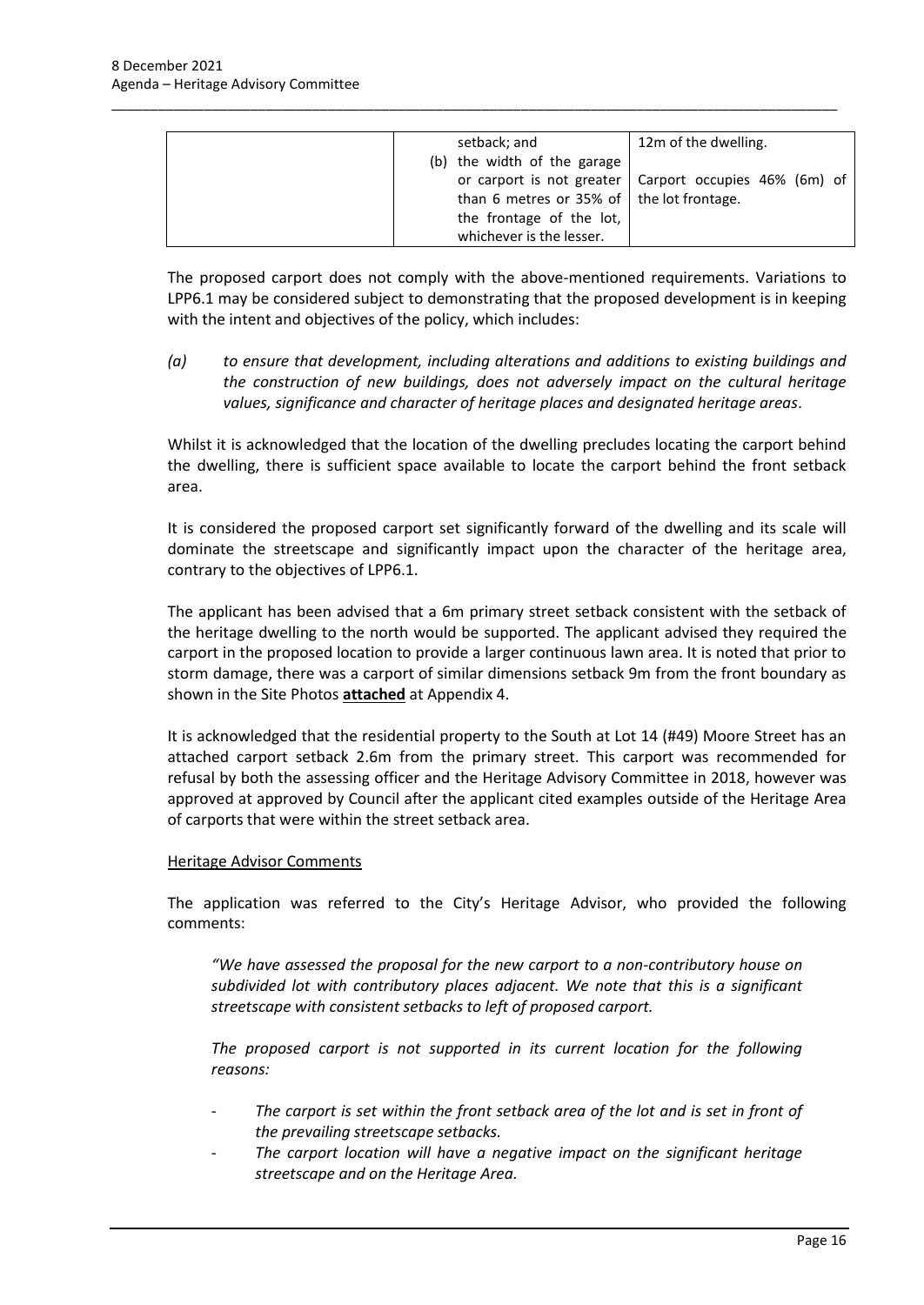| | setback; and<br>(b) the width of the garage or carport is not greater than 6 metres or 35% of the frontage of the lot, whichever is the lesser. | 12m of the dwelling.<br><br>Carport occupies 46% (6m) of the lot frontage. |
|---|---|---|

The proposed carport does not comply with the above-mentioned requirements. Variations to LPP6.1 may be considered subject to demonstrating that the proposed development is in keeping with the intent and objectives of the policy, which includes:

*(a) to ensure that development, including alterations and additions to existing buildings and the construction of new buildings, does not adversely impact on the cultural heritage values, significance and character of heritage places and designated heritage areas*.

Whilst it is acknowledged that the location of the dwelling precludes locating the carport behind the dwelling, there is sufficient space available to locate the carport behind the front setback area.

It is considered the proposed carport set significantly forward of the dwelling and its scale will dominate the streetscape and significantly impact upon the character of the heritage area, contrary to the objectives of LPP6.1.

The applicant has been advised that a 6m primary street setback consistent with the setback of the heritage dwelling to the north would be supported. The applicant advised they required the carport in the proposed location to provide a larger continuous lawn area. It is noted that prior to storm damage, there was a carport of similar dimensions setback 9m from the front boundary as shown in the Site Photos **attached** at Appendix 4.

It is acknowledged that the residential property to the South at Lot 14 (#49) Moore Street has an attached carport setback 2.6m from the primary street. This carport was recommended for refusal by both the assessing officer and the Heritage Advisory Committee in 2018, however was approved at approved by Council after the applicant cited examples outside of the Heritage Area of carports that were within the street setback area.

Heritage Advisor Comments

The application was referred to the City's Heritage Advisor, who provided the following comments:

*"We have assessed the proposal for the new carport to a non-contributory house on subdivided lot with contributory places adjacent. We note that this is a significant streetscape with consistent setbacks to left of proposed carport.*

*The proposed carport is not supported in its current location for the following reasons:*

- *The carport is set within the front setback area of the lot and is set in front of the prevailing streetscape setbacks.*
- *The carport location will have a negative impact on the significant heritage streetscape and on the Heritage Area.*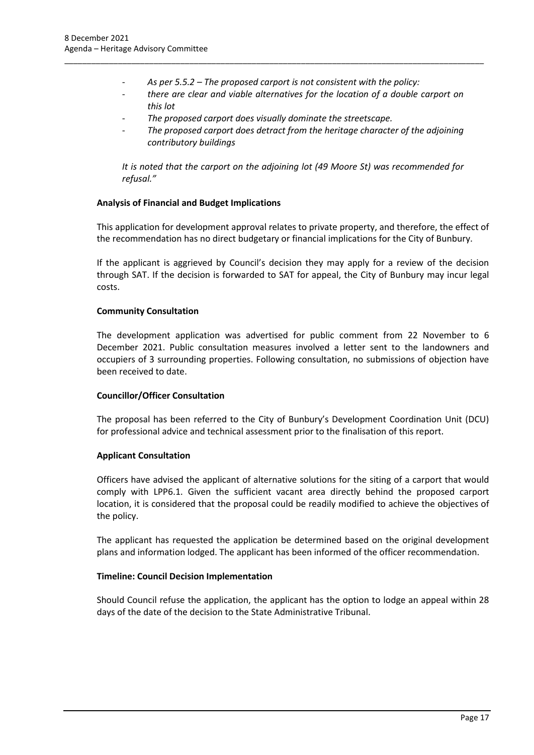- *As per 5.5.2 – The proposed carport is not consistent with the policy:*
- *there are clear and viable alternatives for the location of a double carport on this lot*
- *The proposed carport does visually dominate the streetscape.*
- *The proposed carport does detract from the heritage character of the adjoining contributory buildings*

*It is noted that the carport on the adjoining lot (49 Moore St) was recommended for refusal."*

**Analysis of Financial and Budget Implications**

This application for development approval relates to private property, and therefore, the effect of the recommendation has no direct budgetary or financial implications for the City of Bunbury.

If the applicant is aggrieved by Council's decision they may apply for a review of the decision through SAT. If the decision is forwarded to SAT for appeal, the City of Bunbury may incur legal costs.

**Community Consultation**

The development application was advertised for public comment from 22 November to 6 December 2021. Public consultation measures involved a letter sent to the landowners and occupiers of 3 surrounding properties. Following consultation, no submissions of objection have been received to date.

**Councillor/Officer Consultation**

The proposal has been referred to the City of Bunbury's Development Coordination Unit (DCU) for professional advice and technical assessment prior to the finalisation of this report.

**Applicant Consultation**

Officers have advised the applicant of alternative solutions for the siting of a carport that would comply with LPP6.1. Given the sufficient vacant area directly behind the proposed carport location, it is considered that the proposal could be readily modified to achieve the objectives of the policy.

The applicant has requested the application be determined based on the original development plans and information lodged. The applicant has been informed of the officer recommendation.

**Timeline: Council Decision Implementation**

Should Council refuse the application, the applicant has the option to lodge an appeal within 28 days of the date of the decision to the State Administrative Tribunal.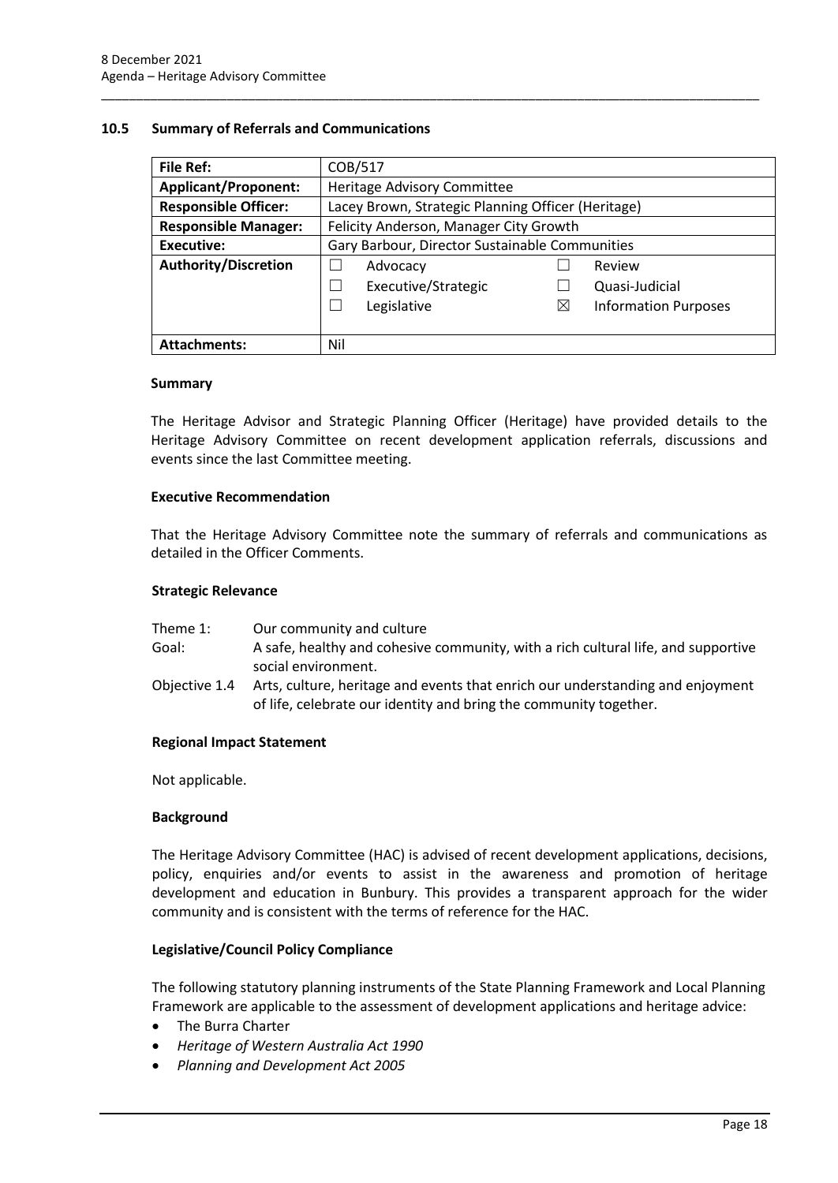## 10.5 Summary of Referrals and Communications

| **File Ref:** | COB/517 | | | |
|---|---|---|---|---|
| **Applicant/Proponent:** | Heritage Advisory Committee | | | |
| **Responsible Officer:** | Lacey Brown, Strategic Planning Officer (Heritage) | | | |
| **Responsible Manager:** | Felicity Anderson, Manager City Growth | | | |
| **Executive:** | Gary Barbour, Director Sustainable Communities | | | |
| **Authority/Discretion** | ☐ | Advocacy | ☐ | Review |
| | ☐ | Executive/Strategic | ☐ | Quasi-Judicial |
| | ☐ | Legislative | ☒ | Information Purposes |
| **Attachments:** | Nil | | | |

### Summary

The Heritage Advisor and Strategic Planning Officer (Heritage) have provided details to the Heritage Advisory Committee on recent development application referrals, discussions and events since the last Committee meeting.

### Executive Recommendation

That the Heritage Advisory Committee note the summary of referrals and communications as detailed in the Officer Comments.

### Strategic Relevance

| | |
|---|---|
| Theme 1: | Our community and culture |
| Goal: | A safe, healthy and cohesive community, with a rich cultural life, and supportive social environment. |
| Objective 1.4 | Arts, culture, heritage and events that enrich our understanding and enjoyment of life, celebrate our identity and bring the community together. |

### Regional Impact Statement

Not applicable.

### Background

The Heritage Advisory Committee (HAC) is advised of recent development applications, decisions, policy, enquiries and/or events to assist in the awareness and promotion of heritage development and education in Bunbury. This provides a transparent approach for the wider community and is consistent with the terms of reference for the HAC.

### Legislative/Council Policy Compliance

The following statutory planning instruments of the State Planning Framework and Local Planning Framework are applicable to the assessment of development applications and heritage advice:

- The Burra Charter
- *Heritage of Western Australia Act 1990*
- *Planning and Development Act 2005*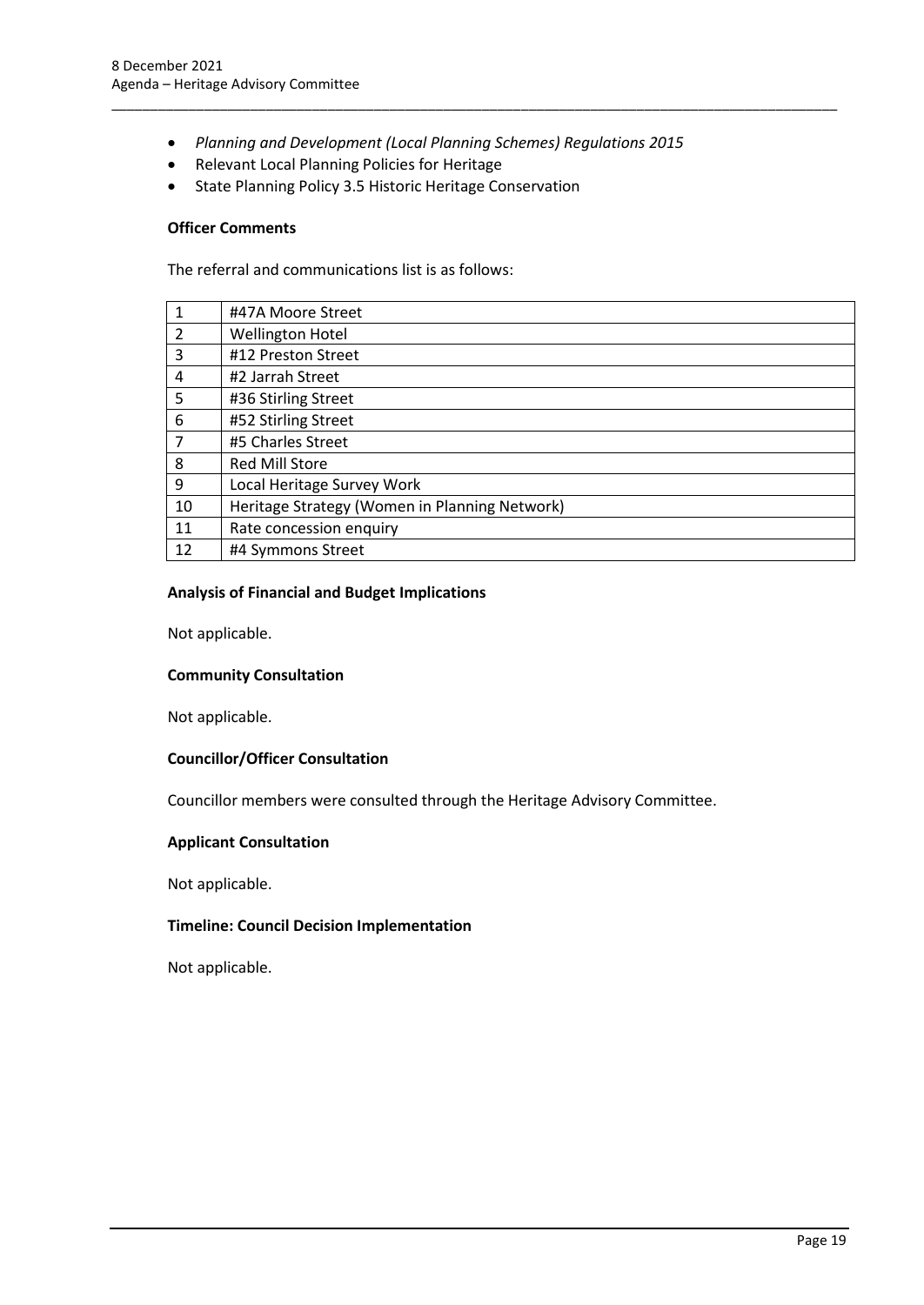- *Planning and Development (Local Planning Schemes) Regulations 2015*
- Relevant Local Planning Policies for Heritage
- State Planning Policy 3.5 Historic Heritage Conservation

**Officer Comments**

The referral and communications list is as follows:

| | |
|---|---|
| 1 | #47A Moore Street |
| 2 | Wellington Hotel |
| 3 | #12 Preston Street |
| 4 | #2 Jarrah Street |
| 5 | #36 Stirling Street |
| 6 | #52 Stirling Street |
| 7 | #5 Charles Street |
| 8 | Red Mill Store |
| 9 | Local Heritage Survey Work |
| 10 | Heritage Strategy (Women in Planning Network) |
| 11 | Rate concession enquiry |
| 12 | #4 Symmons Street |

**Analysis of Financial and Budget Implications**

Not applicable.

**Community Consultation**

Not applicable.

**Councillor/Officer Consultation**

Councillor members were consulted through the Heritage Advisory Committee.

**Applicant Consultation**

Not applicable.

**Timeline: Council Decision Implementation**

Not applicable.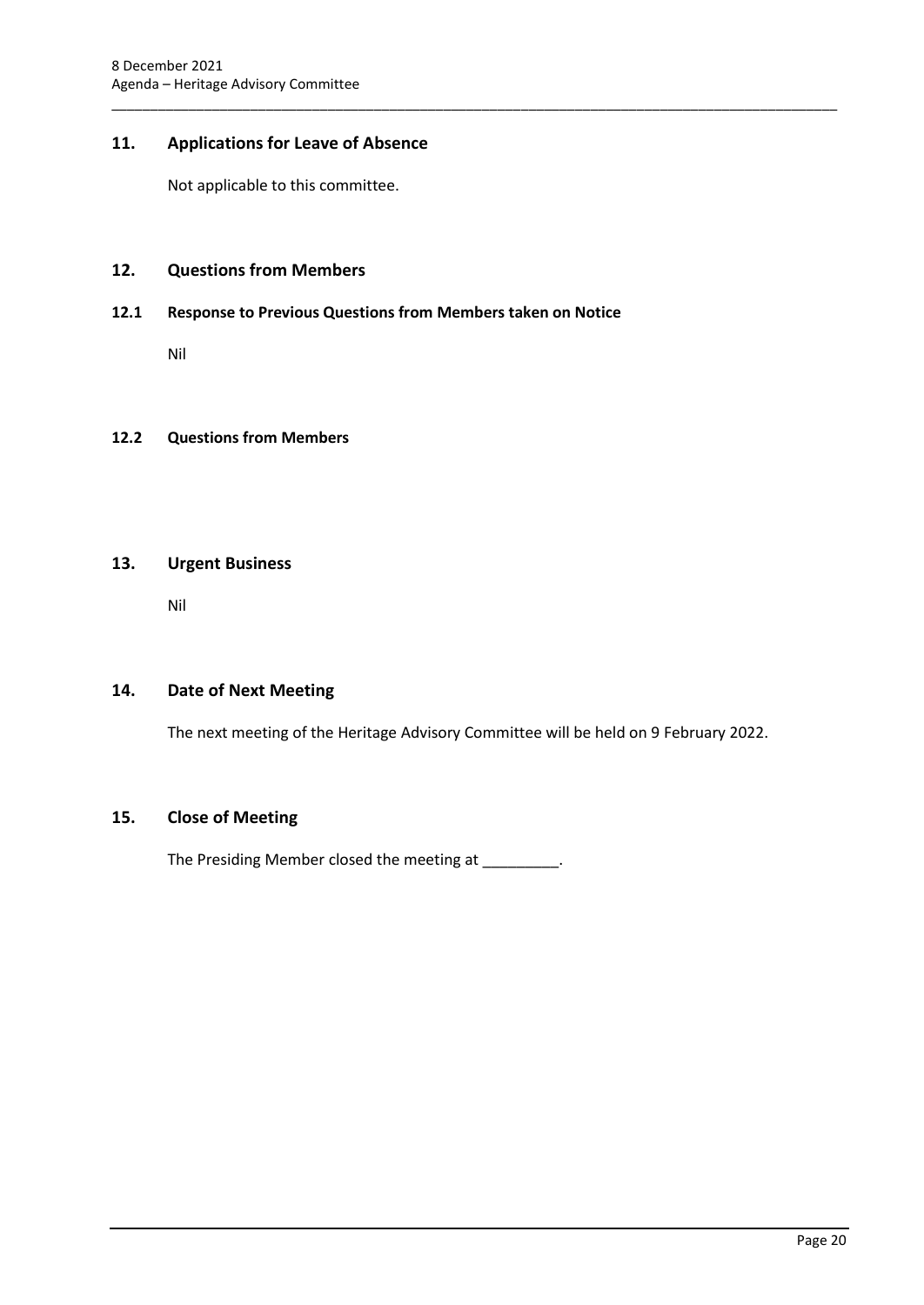## 11. Applications for Leave of Absence

Not applicable to this committee.

## 12. Questions from Members

### 12.1 Response to Previous Questions from Members taken on Notice

Nil

### 12.2 Questions from Members

## 13. Urgent Business

Nil

## 14. Date of Next Meeting

The next meeting of the Heritage Advisory Committee will be held on 9 February 2022.

## 15. Close of Meeting

The Presiding Member closed the meeting at _________.